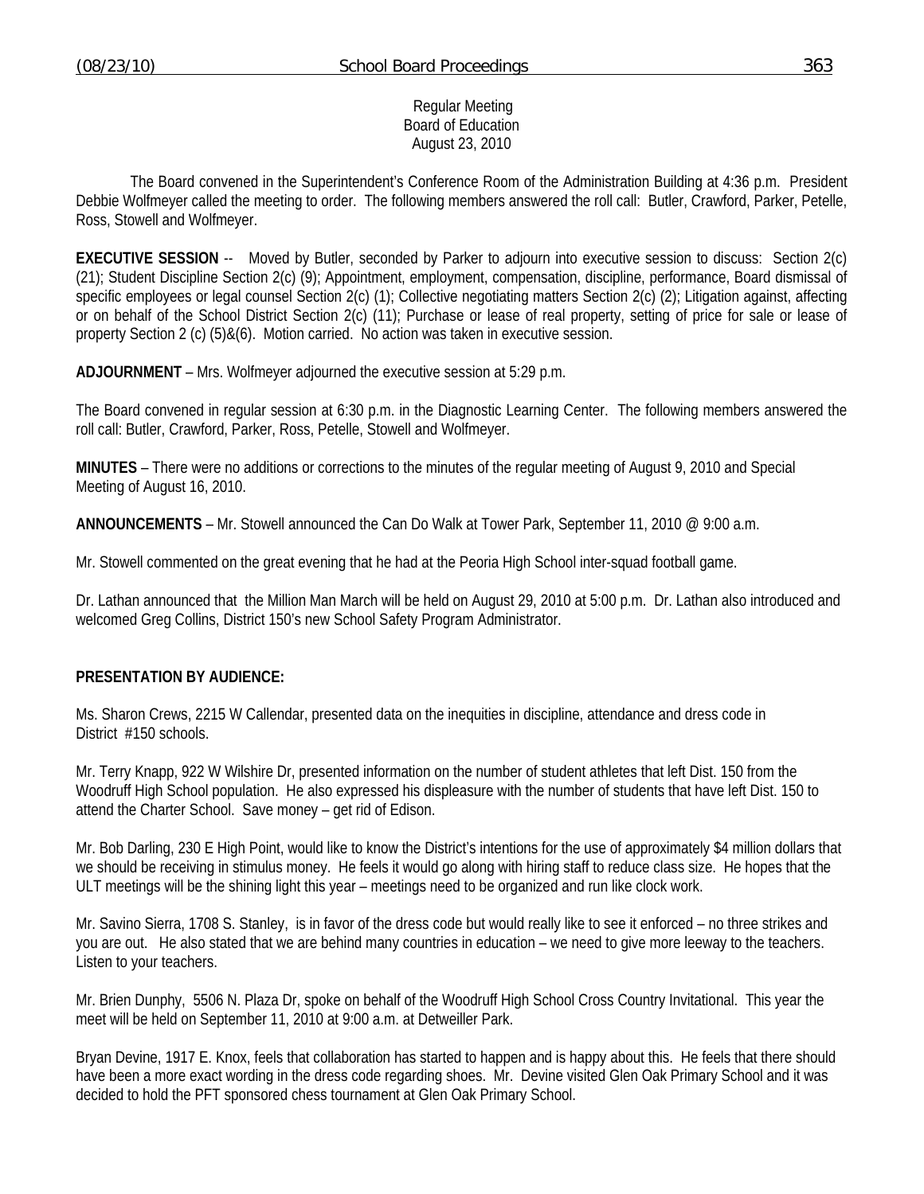Regular Meeting
Board of Education
August 23, 2010

The Board convened in the Superintendent's Conference Room of the Administration Building at 4:36 p.m. President Debbie Wolfmeyer called the meeting to order. The following members answered the roll call: Butler, Crawford, Parker, Petelle, Ross, Stowell and Wolfmeyer.

**EXECUTIVE SESSION** -- Moved by Butler, seconded by Parker to adjourn into executive session to discuss: Section 2(c) (21); Student Discipline Section 2(c) (9); Appointment, employment, compensation, discipline, performance, Board dismissal of specific employees or legal counsel Section 2(c) (1); Collective negotiating matters Section 2(c) (2); Litigation against, affecting or on behalf of the School District Section 2(c) (11); Purchase or lease of real property, setting of price for sale or lease of property Section 2 (c) (5)&(6). Motion carried. No action was taken in executive session.

**ADJOURNMENT** – Mrs. Wolfmeyer adjourned the executive session at 5:29 p.m.

The Board convened in regular session at 6:30 p.m. in the Diagnostic Learning Center. The following members answered the roll call: Butler, Crawford, Parker, Ross, Petelle, Stowell and Wolfmeyer.

**MINUTES** – There were no additions or corrections to the minutes of the regular meeting of August 9, 2010 and Special Meeting of August 16, 2010.

**ANNOUNCEMENTS** – Mr. Stowell announced the Can Do Walk at Tower Park, September 11, 2010 @ 9:00 a.m.

Mr. Stowell commented on the great evening that he had at the Peoria High School inter-squad football game.

Dr. Lathan announced that the Million Man March will be held on August 29, 2010 at 5:00 p.m. Dr. Lathan also introduced and welcomed Greg Collins, District 150's new School Safety Program Administrator.

**PRESENTATION BY AUDIENCE:**

Ms. Sharon Crews, 2215 W Callendar, presented data on the inequities in discipline, attendance and dress code in District #150 schools.

Mr. Terry Knapp, 922 W Wilshire Dr, presented information on the number of student athletes that left Dist. 150 from the Woodruff High School population. He also expressed his displeasure with the number of students that have left Dist. 150 to attend the Charter School. Save money – get rid of Edison.

Mr. Bob Darling, 230 E High Point, would like to know the District's intentions for the use of approximately $4 million dollars that we should be receiving in stimulus money. He feels it would go along with hiring staff to reduce class size. He hopes that the ULT meetings will be the shining light this year – meetings need to be organized and run like clock work.

Mr. Savino Sierra, 1708 S. Stanley, is in favor of the dress code but would really like to see it enforced – no three strikes and you are out. He also stated that we are behind many countries in education – we need to give more leeway to the teachers. Listen to your teachers.

Mr. Brien Dunphy, 5506 N. Plaza Dr, spoke on behalf of the Woodruff High School Cross Country Invitational. This year the meet will be held on September 11, 2010 at 9:00 a.m. at Detweiller Park.

Bryan Devine, 1917 E. Knox, feels that collaboration has started to happen and is happy about this. He feels that there should have been a more exact wording in the dress code regarding shoes. Mr. Devine visited Glen Oak Primary School and it was decided to hold the PFT sponsored chess tournament at Glen Oak Primary School.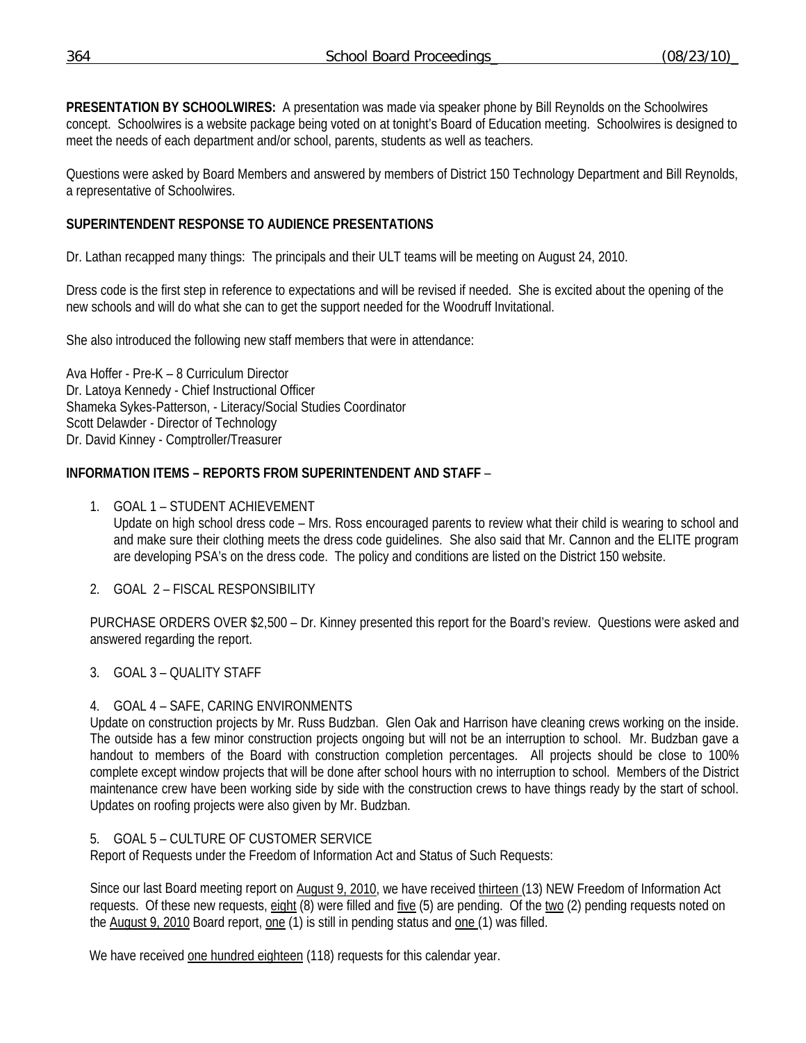**PRESENTATION BY SCHOOLWIRES:** A presentation was made via speaker phone by Bill Reynolds on the Schoolwires concept. Schoolwires is a website package being voted on at tonight's Board of Education meeting. Schoolwires is designed to meet the needs of each department and/or school, parents, students as well as teachers.

Questions were asked by Board Members and answered by members of District 150 Technology Department and Bill Reynolds, a representative of Schoolwires.

**SUPERINTENDENT RESPONSE TO AUDIENCE PRESENTATIONS**

Dr. Lathan recapped many things: The principals and their ULT teams will be meeting on August 24, 2010.

Dress code is the first step in reference to expectations and will be revised if needed. She is excited about the opening of the new schools and will do what she can to get the support needed for the Woodruff Invitational.

She also introduced the following new staff members that were in attendance:

Ava Hoffer - Pre-K – 8 Curriculum Director
Dr. Latoya Kennedy - Chief Instructional Officer
Shameka Sykes-Patterson, - Literacy/Social Studies Coordinator
Scott Delawder - Director of Technology
Dr. David Kinney - Comptroller/Treasurer

**INFORMATION ITEMS – REPORTS FROM SUPERINTENDENT AND STAFF** –

1. GOAL 1 – STUDENT ACHIEVEMENT
   Update on high school dress code – Mrs. Ross encouraged parents to review what their child is wearing to school and and make sure their clothing meets the dress code guidelines. She also said that Mr. Cannon and the ELITE program are developing PSA's on the dress code. The policy and conditions are listed on the District 150 website.

2. GOAL 2 – FISCAL RESPONSIBILITY

PURCHASE ORDERS OVER $2,500 – Dr. Kinney presented this report for the Board's review. Questions were asked and answered regarding the report.

3. GOAL 3 – QUALITY STAFF

4. GOAL 4 – SAFE, CARING ENVIRONMENTS
Update on construction projects by Mr. Russ Budzban. Glen Oak and Harrison have cleaning crews working on the inside. The outside has a few minor construction projects ongoing but will not be an interruption to school. Mr. Budzban gave a handout to members of the Board with construction completion percentages. All projects should be close to 100% complete except window projects that will be done after school hours with no interruption to school. Members of the District maintenance crew have been working side by side with the construction crews to have things ready by the start of school. Updates on roofing projects were also given by Mr. Budzban.

5. GOAL 5 – CULTURE OF CUSTOMER SERVICE
Report of Requests under the Freedom of Information Act and Status of Such Requests:

Since our last Board meeting report on August 9, 2010, we have received thirteen (13) NEW Freedom of Information Act requests. Of these new requests, eight (8) were filled and five (5) are pending. Of the two (2) pending requests noted on the August 9, 2010 Board report, one (1) is still in pending status and one (1) was filled.

We have received one hundred eighteen (118) requests for this calendar year.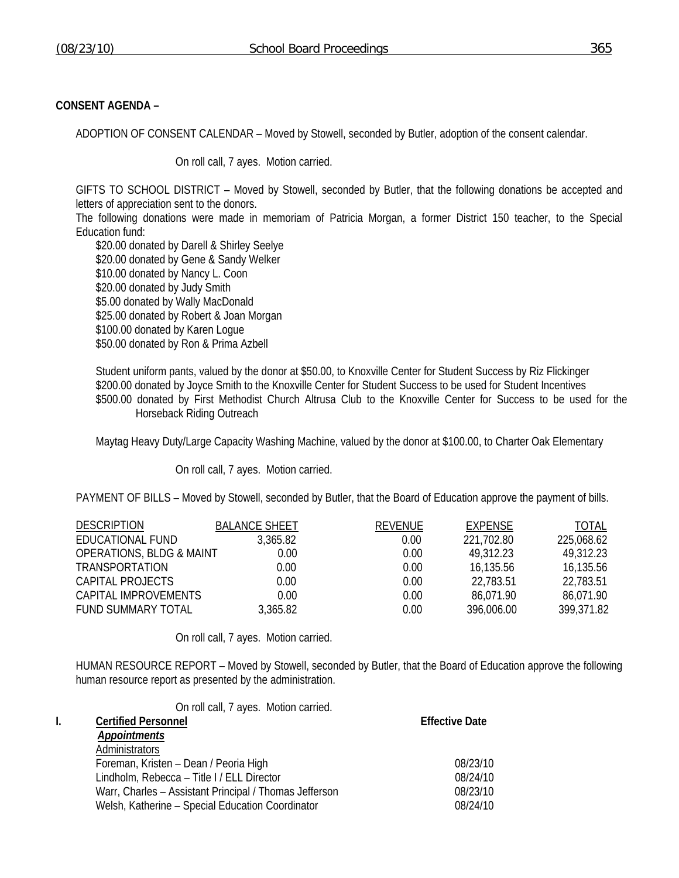**CONSENT AGENDA –**

ADOPTION OF CONSENT CALENDAR – Moved by Stowell, seconded by Butler, adoption of the consent calendar.

On roll call, 7 ayes. Motion carried.

GIFTS TO SCHOOL DISTRICT – Moved by Stowell, seconded by Butler, that the following donations be accepted and letters of appreciation sent to the donors.

The following donations were made in memoriam of Patricia Morgan, a former District 150 teacher, to the Special Education fund:

- $20.00 donated by Darell & Shirley Seelye
- $20.00 donated by Gene & Sandy Welker
- $10.00 donated by Nancy L. Coon
- $20.00 donated by Judy Smith
- $5.00 donated by Wally MacDonald
- $25.00 donated by Robert & Joan Morgan
- $100.00 donated by Karen Logue
- $50.00 donated by Ron & Prima Azbell

Student uniform pants, valued by the donor at $50.00, to Knoxville Center for Student Success by Riz Flickinger

$200.00 donated by Joyce Smith to the Knoxville Center for Student Success to be used for Student Incentives

$500.00 donated by First Methodist Church Altrusa Club to the Knoxville Center for Success to be used for the Horseback Riding Outreach

Maytag Heavy Duty/Large Capacity Washing Machine, valued by the donor at $100.00, to Charter Oak Elementary

On roll call, 7 ayes. Motion carried.

PAYMENT OF BILLS – Moved by Stowell, seconded by Butler, that the Board of Education approve the payment of bills.

| DESCRIPTION | BALANCE SHEET | REVENUE | EXPENSE | TOTAL |
|---|---|---|---|---|
| EDUCATIONAL FUND | 3,365.82 | 0.00 | 221,702.80 | 225,068.62 |
| OPERATIONS, BLDG & MAINT | 0.00 | 0.00 | 49,312.23 | 49,312.23 |
| TRANSPORTATION | 0.00 | 0.00 | 16,135.56 | 16,135.56 |
| CAPITAL PROJECTS | 0.00 | 0.00 | 22,783.51 | 22,783.51 |
| CAPITAL IMPROVEMENTS | 0.00 | 0.00 | 86,071.90 | 86,071.90 |
| FUND SUMMARY TOTAL | 3,365.82 | 0.00 | 396,006.00 | 399,371.82 |

On roll call, 7 ayes. Motion carried.

HUMAN RESOURCE REPORT – Moved by Stowell, seconded by Butler, that the Board of Education approve the following human resource report as presented by the administration.

On roll call, 7 ayes. Motion carried.

| I. **Certified Personnel** | **Effective Date** |
|---|---|
| ***Appointments*** | |
| Administrators | |
| Foreman, Kristen – Dean / Peoria High | 08/23/10 |
| Lindholm, Rebecca – Title I / ELL Director | 08/24/10 |
| Warr, Charles – Assistant Principal / Thomas Jefferson | 08/23/10 |
| Welsh, Katherine – Special Education Coordinator | 08/24/10 |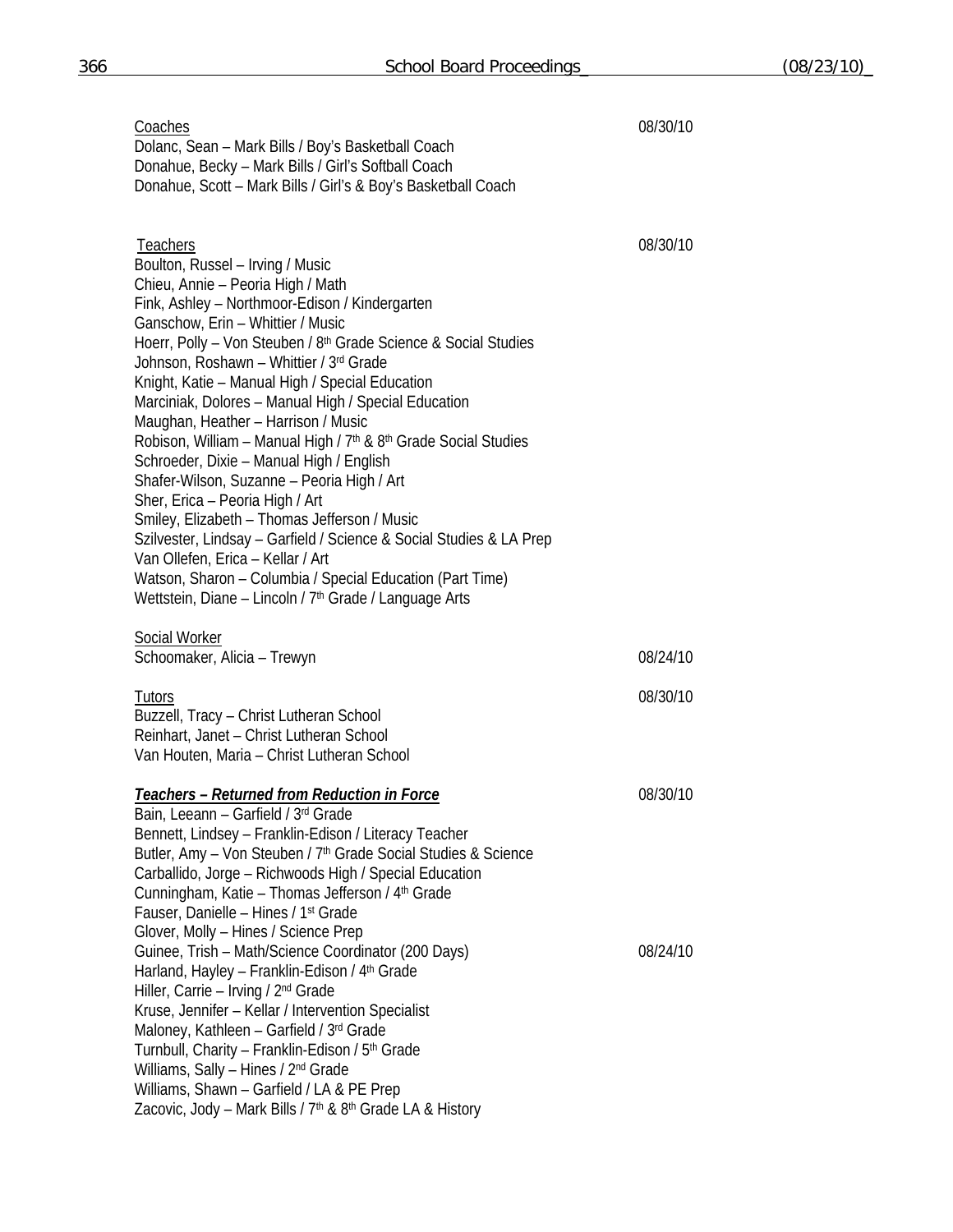<u>Coaches</u> 08/30/10

Dolanc, Sean – Mark Bills / Boy's Basketball Coach
Donahue, Becky – Mark Bills / Girl's Softball Coach
Donahue, Scott – Mark Bills / Girl's & Boy's Basketball Coach

<u>Teachers</u> 08/30/10

Boulton, Russel – Irving / Music
Chieu, Annie – Peoria High / Math
Fink, Ashley – Northmoor-Edison / Kindergarten
Ganschow, Erin – Whittier / Music
Hoerr, Polly – Von Steuben / 8th Grade Science & Social Studies
Johnson, Roshawn – Whittier / 3rd Grade
Knight, Katie – Manual High / Special Education
Marciniak, Dolores – Manual High / Special Education
Maughan, Heather – Harrison / Music
Robison, William – Manual High / 7th & 8th Grade Social Studies
Schroeder, Dixie – Manual High / English
Shafer-Wilson, Suzanne – Peoria High / Art
Sher, Erica – Peoria High / Art
Smiley, Elizabeth – Thomas Jefferson / Music
Szilvester, Lindsay – Garfield / Science & Social Studies & LA Prep
Van Ollefen, Erica – Kellar / Art
Watson, Sharon – Columbia / Special Education (Part Time)
Wettstein, Diane – Lincoln / 7th Grade / Language Arts

<u>Social Worker</u>

Schoomaker, Alicia – Trewyn 08/24/10

<u>Tutors</u> 08/30/10

Buzzell, Tracy – Christ Lutheran School
Reinhart, Janet – Christ Lutheran School
Van Houten, Maria – Christ Lutheran School

***<u>Teachers – Returned from Reduction in Force</u>*** 08/30/10

Bain, Leeann – Garfield / 3rd Grade
Bennett, Lindsey – Franklin-Edison / Literacy Teacher
Butler, Amy – Von Steuben / 7th Grade Social Studies & Science
Carballido, Jorge – Richwoods High / Special Education
Cunningham, Katie – Thomas Jefferson / 4th Grade
Fauser, Danielle – Hines / 1st Grade
Glover, Molly – Hines / Science Prep
Guinee, Trish – Math/Science Coordinator (200 Days) 08/24/10
Harland, Hayley – Franklin-Edison / 4th Grade
Hiller, Carrie – Irving / 2nd Grade
Kruse, Jennifer – Kellar / Intervention Specialist
Maloney, Kathleen – Garfield / 3rd Grade
Turnbull, Charity – Franklin-Edison / 5th Grade
Williams, Sally – Hines / 2nd Grade
Williams, Shawn – Garfield / LA & PE Prep
Zacovic, Jody – Mark Bills / 7th & 8th Grade LA & History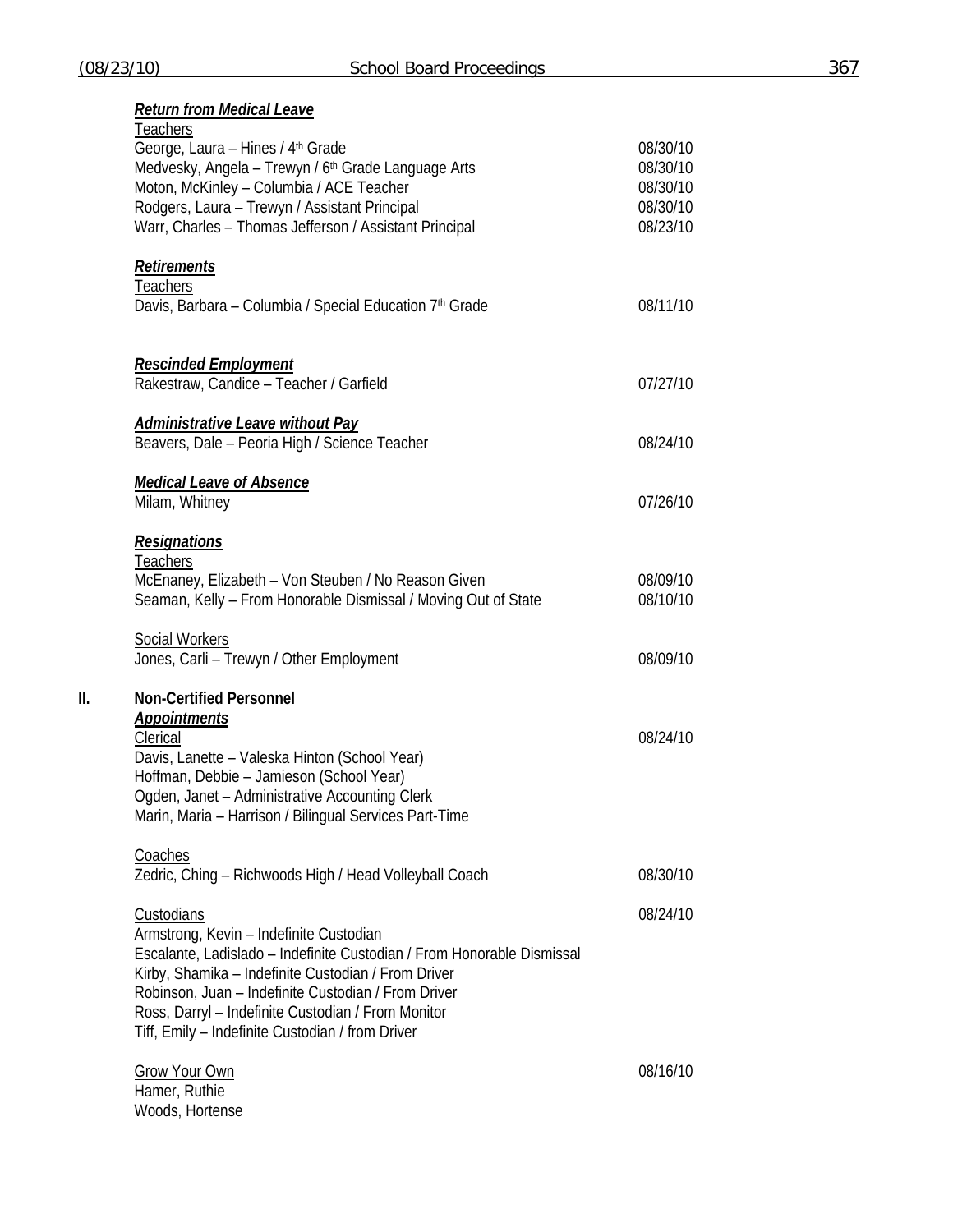***Return from Medical Leave***

Teachers

| | |
|---|---|
| George, Laura – Hines / 4th Grade | 08/30/10 |
| Medvesky, Angela – Trewyn / 6th Grade Language Arts | 08/30/10 |
| Moton, McKinley – Columbia / ACE Teacher | 08/30/10 |
| Rodgers, Laura – Trewyn / Assistant Principal | 08/30/10 |
| Warr, Charles – Thomas Jefferson / Assistant Principal | 08/23/10 |

***Retirements***

Teachers

| | |
|---|---|
| Davis, Barbara – Columbia / Special Education 7th Grade | 08/11/10 |

***Rescinded Employment***

| | |
|---|---|
| Rakestraw, Candice – Teacher / Garfield | 07/27/10 |

***Administrative Leave without Pay***

| | |
|---|---|
| Beavers, Dale – Peoria High / Science Teacher | 08/24/10 |

***Medical Leave of Absence***

| | |
|---|---|
| Milam, Whitney | 07/26/10 |

***Resignations***

Teachers

| | |
|---|---|
| McEnaney, Elizabeth – Von Steuben / No Reason Given | 08/09/10 |
| Seaman, Kelly – From Honorable Dismissal / Moving Out of State | 08/10/10 |

Social Workers

| | |
|---|---|
| Jones, Carli – Trewyn / Other Employment | 08/09/10 |

## II. Non-Certified Personnel

***Appointments***

Clerical — 08/24/10

Davis, Lanette – Valeska Hinton (School Year)
Hoffman, Debbie – Jamieson (School Year)
Ogden, Janet – Administrative Accounting Clerk
Marin, Maria – Harrison / Bilingual Services Part-Time

Coaches

| | |
|---|---|
| Zedric, Ching – Richwoods High / Head Volleyball Coach | 08/30/10 |

Custodians — 08/24/10

Armstrong, Kevin – Indefinite Custodian
Escalante, Ladislado – Indefinite Custodian / From Honorable Dismissal
Kirby, Shamika – Indefinite Custodian / From Driver
Robinson, Juan – Indefinite Custodian / From Driver
Ross, Darryl – Indefinite Custodian / From Monitor
Tiff, Emily – Indefinite Custodian / from Driver

Grow Your Own — 08/16/10

Hamer, Ruthie
Woods, Hortense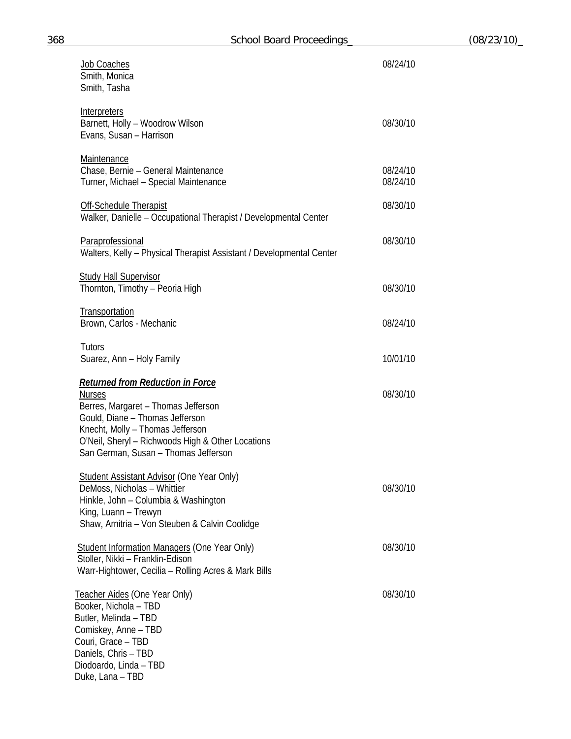<u>Job Coaches</u> 08/24/10
Smith, Monica
Smith, Tasha

<u>Interpreters</u>
Barnett, Holly – Woodrow Wilson 08/30/10
Evans, Susan – Harrison

<u>Maintenance</u>
Chase, Bernie – General Maintenance 08/24/10
Turner, Michael – Special Maintenance 08/24/10

<u>Off-Schedule Therapist</u> 08/30/10
Walker, Danielle – Occupational Therapist / Developmental Center

<u>Paraprofessional</u> 08/30/10
Walters, Kelly – Physical Therapist Assistant / Developmental Center

<u>Study Hall Supervisor</u>
Thornton, Timothy – Peoria High 08/30/10

<u>Transportation</u>
Brown, Carlos - Mechanic 08/24/10

<u>Tutors</u>
Suarez, Ann – Holy Family 10/01/10

***<u>Returned from Reduction in Force</u>***

<u>Nurses</u> 08/30/10
Berres, Margaret – Thomas Jefferson
Gould, Diane – Thomas Jefferson
Knecht, Molly – Thomas Jefferson
O'Neil, Sheryl – Richwoods High & Other Locations
San German, Susan – Thomas Jefferson

<u>Student Assistant Advisor</u> (One Year Only)
DeMoss, Nicholas – Whittier 08/30/10
Hinkle, John – Columbia & Washington
King, Luann – Trewyn
Shaw, Arnitria – Von Steuben & Calvin Coolidge

<u>Student Information Managers</u> (One Year Only) 08/30/10
Stoller, Nikki – Franklin-Edison
Warr-Hightower, Cecilia – Rolling Acres & Mark Bills

<u>Teacher Aides</u> (One Year Only) 08/30/10
Booker, Nichola – TBD
Butler, Melinda – TBD
Comiskey, Anne – TBD
Couri, Grace – TBD
Daniels, Chris – TBD
Diodoardo, Linda – TBD
Duke, Lana – TBD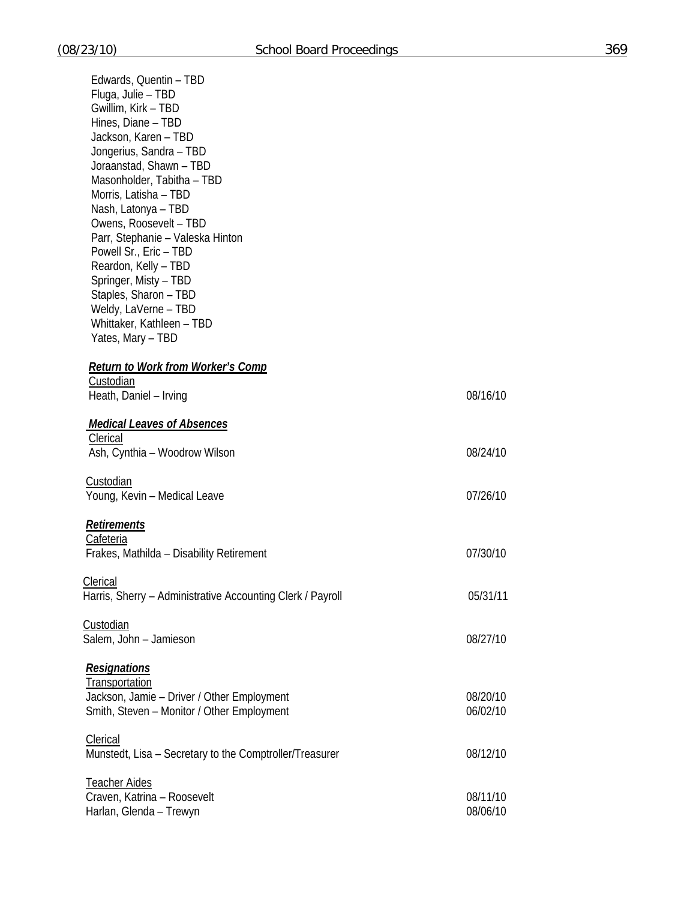Edwards, Quentin – TBD
Fluga, Julie – TBD
Gwillim, Kirk – TBD
Hines, Diane – TBD
Jackson, Karen – TBD
Jongerius, Sandra – TBD
Joraanstad, Shawn – TBD
Masonholder, Tabitha – TBD
Morris, Latisha – TBD
Nash, Latonya – TBD
Owens, Roosevelt – TBD
Parr, Stephanie – Valeska Hinton
Powell Sr., Eric – TBD
Reardon, Kelly – TBD
Springer, Misty – TBD
Staples, Sharon – TBD
Weldy, LaVerne – TBD
Whittaker, Kathleen – TBD
Yates, Mary – TBD

***Return to Work from Worker's Comp***

Custodian

| | |
|---|---|
| Heath, Daniel – Irving | 08/16/10 |

***Medical Leaves of Absences***

Clerical

| | |
|---|---|
| Ash, Cynthia – Woodrow Wilson | 08/24/10 |

Custodian

| | |
|---|---|
| Young, Kevin – Medical Leave | 07/26/10 |

***Retirements***

Cafeteria

| | |
|---|---|
| Frakes, Mathilda – Disability Retirement | 07/30/10 |

Clerical

| | |
|---|---|
| Harris, Sherry – Administrative Accounting Clerk / Payroll | 05/31/11 |

Custodian

| | |
|---|---|
| Salem, John – Jamieson | 08/27/10 |

***Resignations***

Transportation

| | |
|---|---|
| Jackson, Jamie – Driver / Other Employment | 08/20/10 |
| Smith, Steven – Monitor / Other Employment | 06/02/10 |

Clerical

| | |
|---|---|
| Munstedt, Lisa – Secretary to the Comptroller/Treasurer | 08/12/10 |

Teacher Aides

| | |
|---|---|
| Craven, Katrina – Roosevelt | 08/11/10 |
| Harlan, Glenda – Trewyn | 08/06/10 |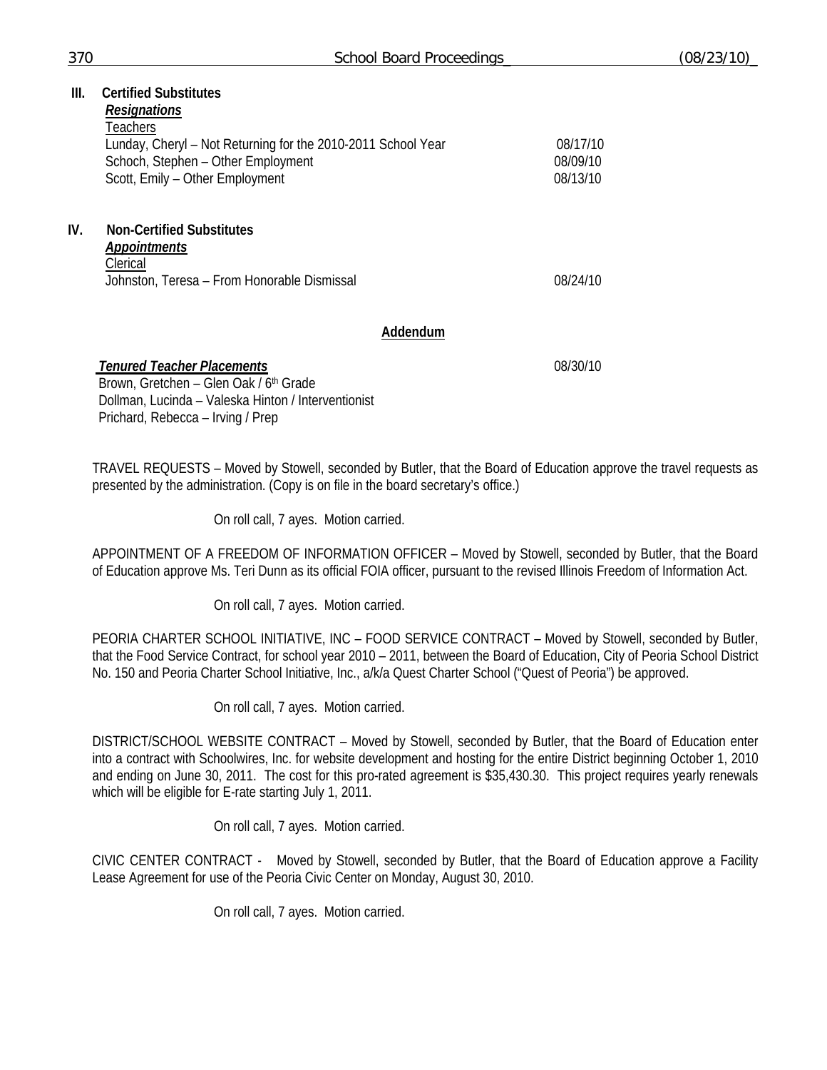**III. Certified Substitutes**

***Resignations***

Teachers

| | |
|---|---|
| Lunday, Cheryl – Not Returning for the 2010-2011 School Year | 08/17/10 |
| Schoch, Stephen – Other Employment | 08/09/10 |
| Scott, Emily – Other Employment | 08/13/10 |

**IV. Non-Certified Substitutes**

***Appointments***

Clerical

| | |
|---|---|
| Johnston, Teresa – From Honorable Dismissal | 08/24/10 |

**Addendum**

***Tenured Teacher Placements*** 08/30/10

Brown, Gretchen – Glen Oak / 6th Grade
Dollman, Lucinda – Valeska Hinton / Interventionist
Prichard, Rebecca – Irving / Prep

TRAVEL REQUESTS – Moved by Stowell, seconded by Butler, that the Board of Education approve the travel requests as presented by the administration. (Copy is on file in the board secretary's office.)

On roll call, 7 ayes. Motion carried.

APPOINTMENT OF A FREEDOM OF INFORMATION OFFICER – Moved by Stowell, seconded by Butler, that the Board of Education approve Ms. Teri Dunn as its official FOIA officer, pursuant to the revised Illinois Freedom of Information Act.

On roll call, 7 ayes. Motion carried.

PEORIA CHARTER SCHOOL INITIATIVE, INC – FOOD SERVICE CONTRACT – Moved by Stowell, seconded by Butler, that the Food Service Contract, for school year 2010 – 2011, between the Board of Education, City of Peoria School District No. 150 and Peoria Charter School Initiative, Inc., a/k/a Quest Charter School ("Quest of Peoria") be approved.

On roll call, 7 ayes. Motion carried.

DISTRICT/SCHOOL WEBSITE CONTRACT – Moved by Stowell, seconded by Butler, that the Board of Education enter into a contract with Schoolwires, Inc. for website development and hosting for the entire District beginning October 1, 2010 and ending on June 30, 2011. The cost for this pro-rated agreement is $35,430.30. This project requires yearly renewals which will be eligible for E-rate starting July 1, 2011.

On roll call, 7 ayes. Motion carried.

CIVIC CENTER CONTRACT - Moved by Stowell, seconded by Butler, that the Board of Education approve a Facility Lease Agreement for use of the Peoria Civic Center on Monday, August 30, 2010.

On roll call, 7 ayes. Motion carried.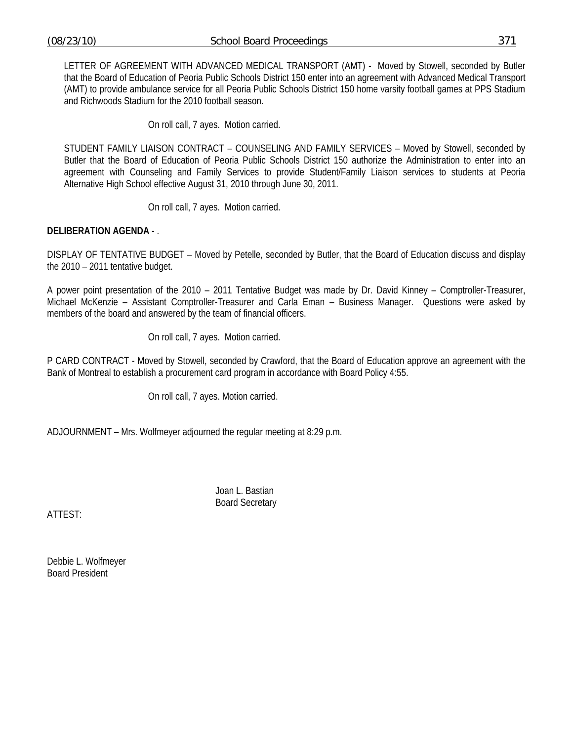LETTER OF AGREEMENT WITH ADVANCED MEDICAL TRANSPORT (AMT) - Moved by Stowell, seconded by Butler that the Board of Education of Peoria Public Schools District 150 enter into an agreement with Advanced Medical Transport (AMT) to provide ambulance service for all Peoria Public Schools District 150 home varsity football games at PPS Stadium and Richwoods Stadium for the 2010 football season.

On roll call, 7 ayes. Motion carried.

STUDENT FAMILY LIAISON CONTRACT – COUNSELING AND FAMILY SERVICES – Moved by Stowell, seconded by Butler that the Board of Education of Peoria Public Schools District 150 authorize the Administration to enter into an agreement with Counseling and Family Services to provide Student/Family Liaison services to students at Peoria Alternative High School effective August 31, 2010 through June 30, 2011.

On roll call, 7 ayes. Motion carried.

**DELIBERATION AGENDA** - .

DISPLAY OF TENTATIVE BUDGET – Moved by Petelle, seconded by Butler, that the Board of Education discuss and display the 2010 – 2011 tentative budget.

A power point presentation of the 2010 – 2011 Tentative Budget was made by Dr. David Kinney – Comptroller-Treasurer, Michael McKenzie – Assistant Comptroller-Treasurer and Carla Eman – Business Manager. Questions were asked by members of the board and answered by the team of financial officers.

On roll call, 7 ayes. Motion carried.

P CARD CONTRACT - Moved by Stowell, seconded by Crawford, that the Board of Education approve an agreement with the Bank of Montreal to establish a procurement card program in accordance with Board Policy 4:55.

On roll call, 7 ayes. Motion carried.

ADJOURNMENT – Mrs. Wolfmeyer adjourned the regular meeting at 8:29 p.m.

Joan L. Bastian
Board Secretary

ATTEST:

Debbie L. Wolfmeyer
Board President